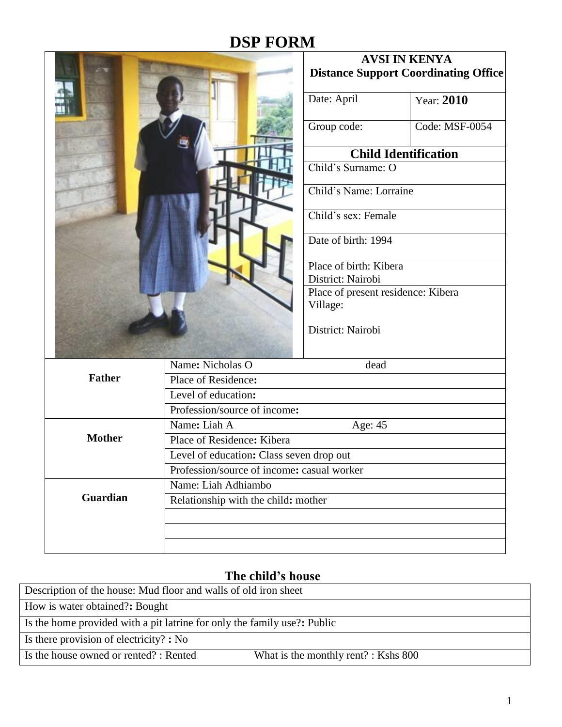# DSP FORM

| | |
|---|---|
| **AVSI IN KENYA Distance Support Coordinating Office** | |
| Date: April | Year: **2010** |
| Group code: | Code: MSF-0054 |

### Child Identification

Child's Surname: O

Child's Name: Lorraine

Child's sex: Female

Date of birth: 1994

Place of birth: Kibera
District: Nairobi

Place of present residence: Kibera
Village:

District: Nairobi

| | |
|---|---|
| **Father** | Name**:** Nicholas O dead |
| | Place of Residence**:** |
| | Level of education**:** |
| | Profession/source of income**:** |
| **Mother** | Name**:** Liah A Age: 45 |
| | Place of Residence**:** Kibera |
| | Level of education**:** Class seven drop out |
| | Profession/source of income**:** casual worker |
| **Guardian** | Name: Liah Adhiambo |
| | Relationship with the child**:** mother |
| | |
| | |
| | |

## The child's house

| |
|---|
| Description of the house: Mud floor and walls of old iron sheet |
| How is water obtained?**:** Bought |
| Is the home provided with a pit latrine for only the family use?**:** Public |
| Is there provision of electricity? **:** No |
| Is the house owned or rented? : Rented What is the monthly rent? : Kshs 800 |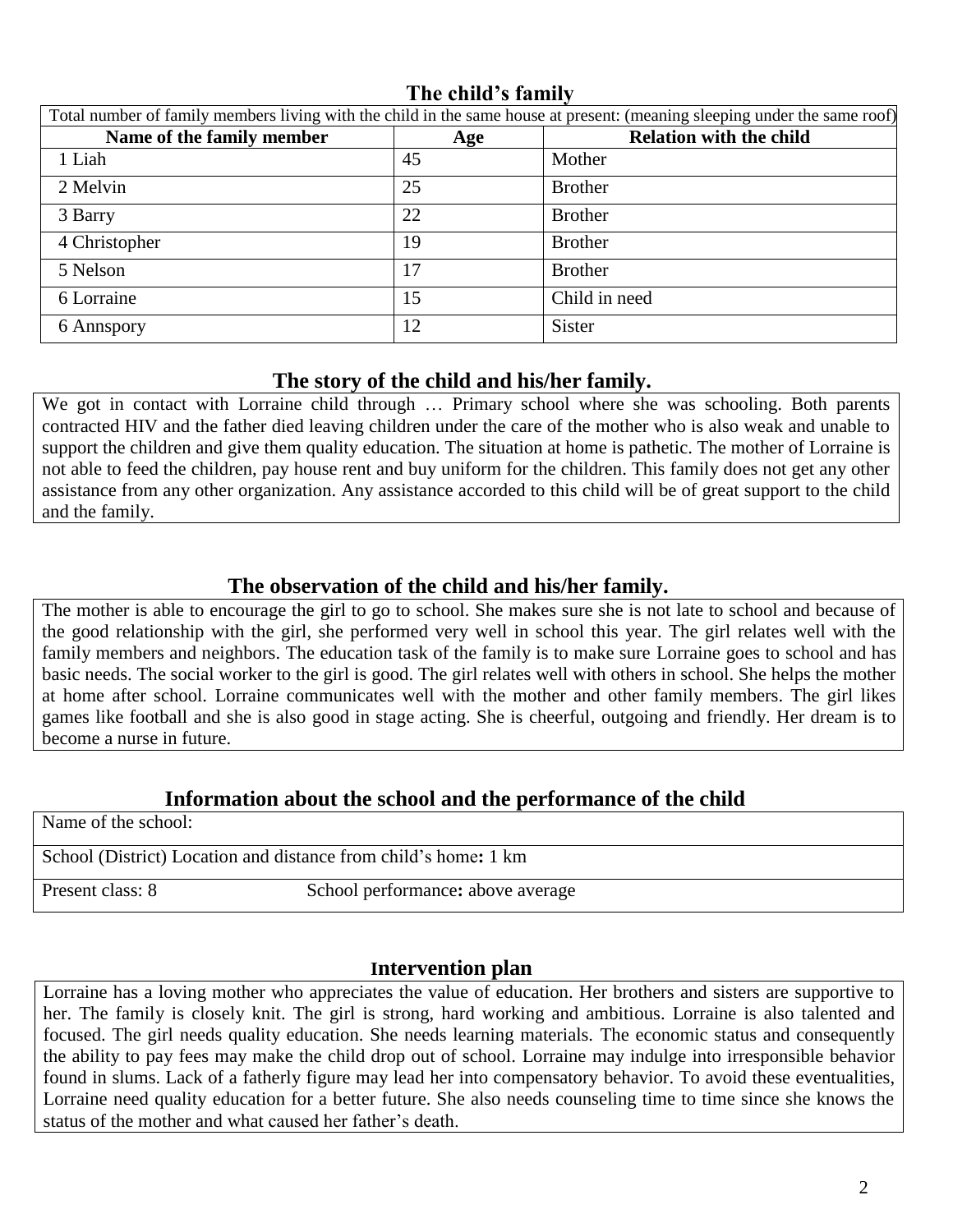## The child's family

| Total number of family members living with the child in the same house at present: (meaning sleeping under the same roof) | | |
|---|---|---|
| **Name of the family member** | **Age** | **Relation with the child** |
| 1 Liah | 45 | Mother |
| 2 Melvin | 25 | Brother |
| 3 Barry | 22 | Brother |
| 4 Christopher | 19 | Brother |
| 5 Nelson | 17 | Brother |
| 6 Lorraine | 15 | Child in need |
| 6 Annspory | 12 | Sister |

## The story of the child and his/her family.

We got in contact with Lorraine child through … Primary school where she was schooling. Both parents contracted HIV and the father died leaving children under the care of the mother who is also weak and unable to support the children and give them quality education. The situation at home is pathetic. The mother of Lorraine is not able to feed the children, pay house rent and buy uniform for the children. This family does not get any other assistance from any other organization. Any assistance accorded to this child will be of great support to the child and the family.

## The observation of the child and his/her family.

The mother is able to encourage the girl to go to school. She makes sure she is not late to school and because of the good relationship with the girl, she performed very well in school this year. The girl relates well with the family members and neighbors. The education task of the family is to make sure Lorraine goes to school and has basic needs. The social worker to the girl is good. The girl relates well with others in school. She helps the mother at home after school. Lorraine communicates well with the mother and other family members. The girl likes games like football and she is also good in stage acting. She is cheerful, outgoing and friendly. Her dream is to become a nurse in future.

## Information about the school and the performance of the child

| | |
|---|---|
| Name of the school: | |
| School (District) Location and distance from child's home**:** 1 km | |
| Present class: 8 | School performance**:** above average |

## Intervention plan

Lorraine has a loving mother who appreciates the value of education. Her brothers and sisters are supportive to her. The family is closely knit. The girl is strong, hard working and ambitious. Lorraine is also talented and focused. The girl needs quality education. She needs learning materials. The economic status and consequently the ability to pay fees may make the child drop out of school. Lorraine may indulge into irresponsible behavior found in slums. Lack of a fatherly figure may lead her into compensatory behavior. To avoid these eventualities, Lorraine need quality education for a better future. She also needs counseling time to time since she knows the status of the mother and what caused her father's death.